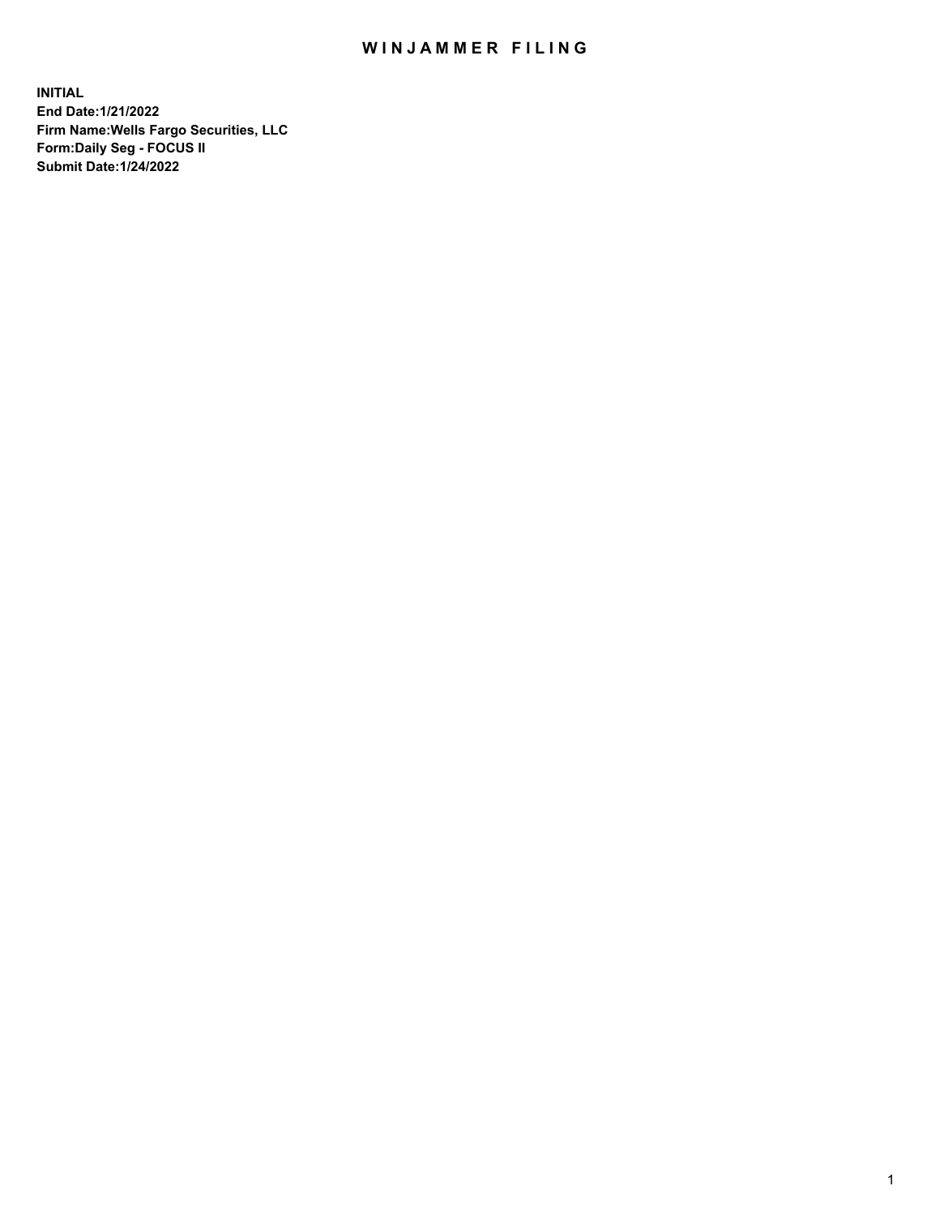# WINJAMMER FILING

**INITIAL**
**End Date:1/21/2022**
**Firm Name:Wells Fargo Securities, LLC**
**Form:Daily Seg - FOCUS II**
**Submit Date:1/24/2022**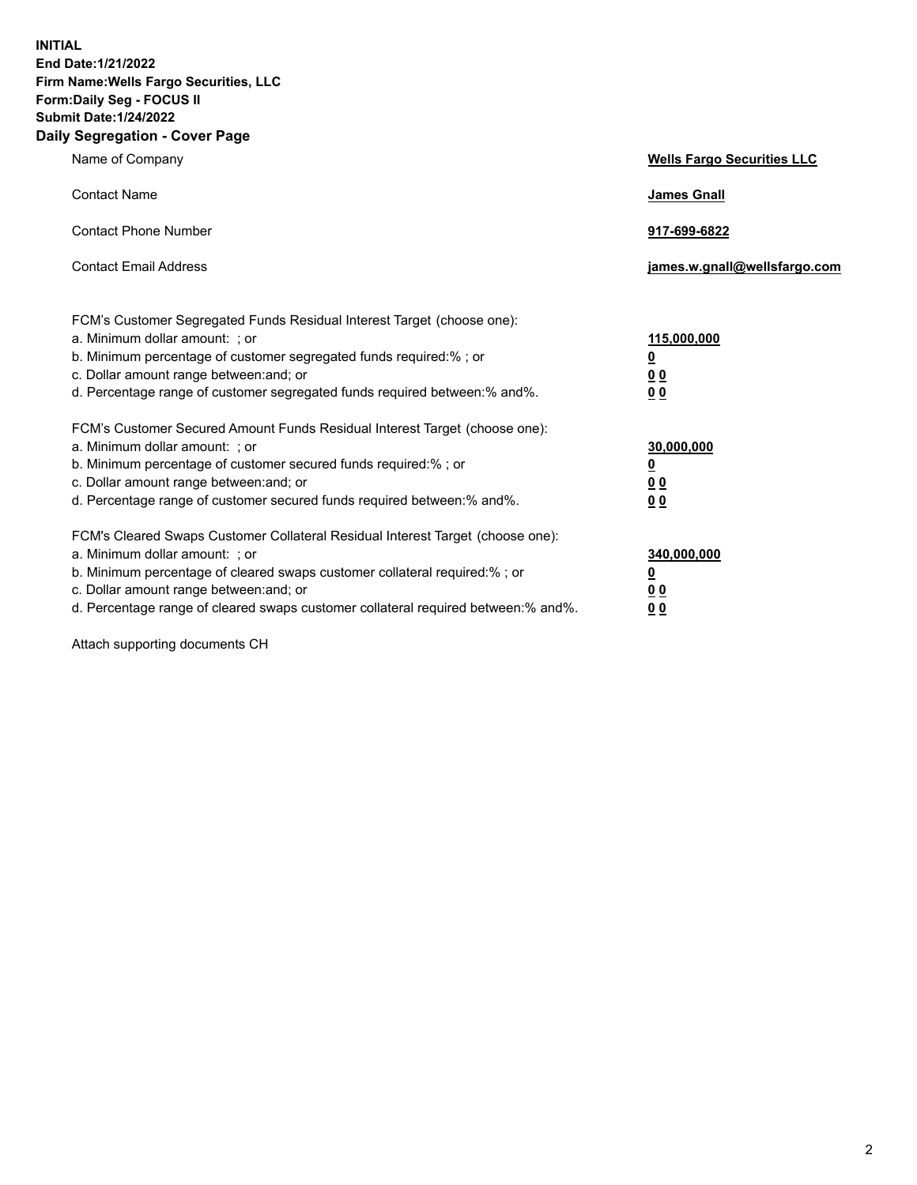**INITIAL**
**End Date:1/21/2022**
**Firm Name:Wells Fargo Securities, LLC**
**Form:Daily Seg - FOCUS II**
**Submit Date:1/24/2022**

## Daily Segregation - Cover Page

| | |
|---|---|
| Name of Company | **Wells Fargo Securities LLC** |
| Contact Name | **James Gnall** |
| Contact Phone Number | **917-699-6822** |
| Contact Email Address | **james.w.gnall@wellsfargo.com** |

| | |
|---|---|
| FCM's Customer Segregated Funds Residual Interest Target (choose one): | |
| a. Minimum dollar amount: ; or | **115,000,000** |
| b. Minimum percentage of customer segregated funds required:% ; or | **0** |
| c. Dollar amount range between:and; or | **0 0** |
| d. Percentage range of customer segregated funds required between:% and%. | **0 0** |
| FCM's Customer Secured Amount Funds Residual Interest Target (choose one): | |
| a. Minimum dollar amount: ; or | **30,000,000** |
| b. Minimum percentage of customer secured funds required:% ; or | **0** |
| c. Dollar amount range between:and; or | **0 0** |
| d. Percentage range of customer secured funds required between:% and%. | **0 0** |
| FCM's Cleared Swaps Customer Collateral Residual Interest Target (choose one): | |
| a. Minimum dollar amount: ; or | **340,000,000** |
| b. Minimum percentage of cleared swaps customer collateral required:% ; or | **0** |
| c. Dollar amount range between:and; or | **0 0** |
| d. Percentage range of cleared swaps customer collateral required between:% and%. | **0 0** |

Attach supporting documents CH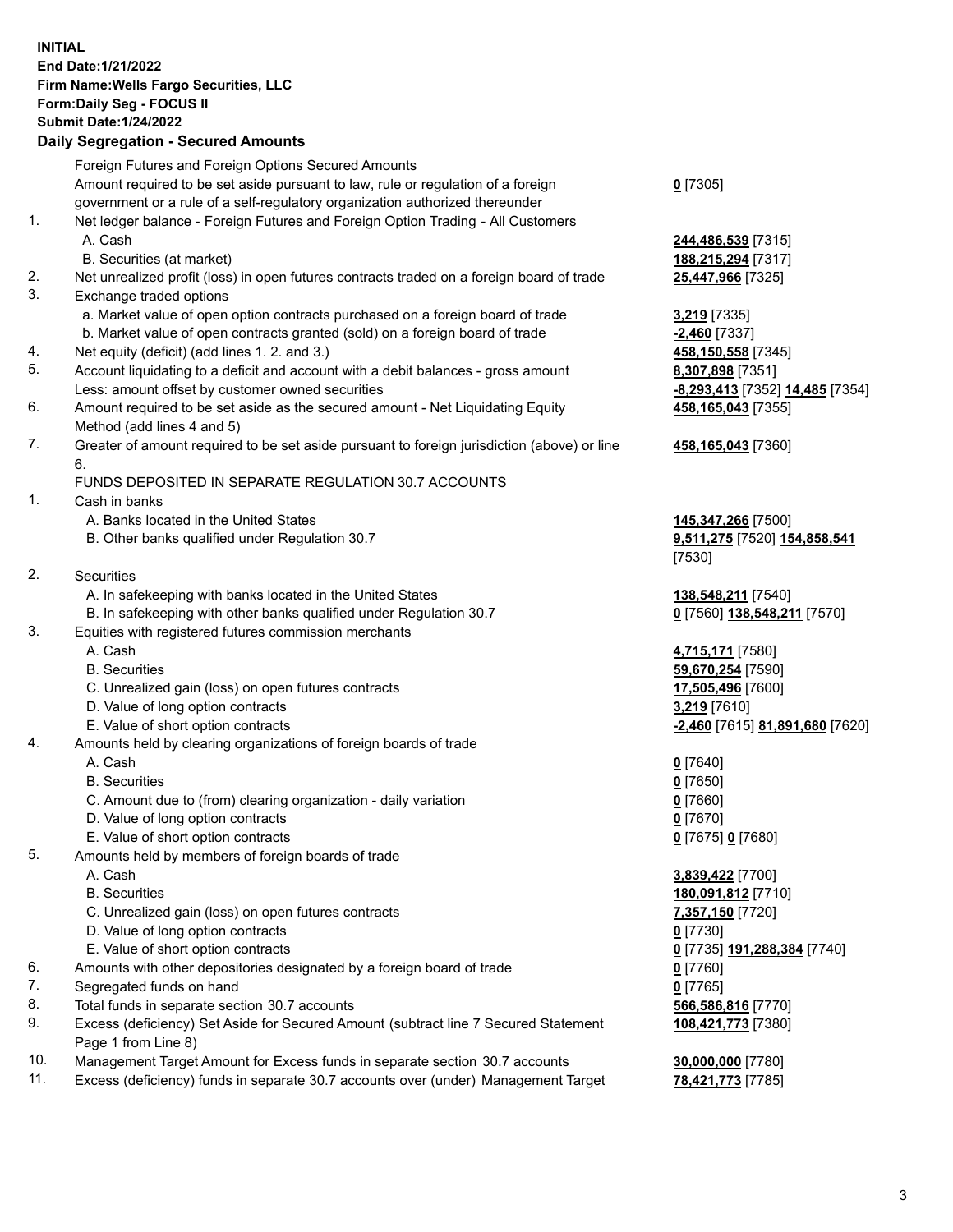**INITIAL**
**End Date:1/21/2022**
**Firm Name:Wells Fargo Securities, LLC**
**Form:Daily Seg - FOCUS II**
**Submit Date:1/24/2022**

## Daily Segregation - Secured Amounts

| | | |
|---|---|---|
| | Foreign Futures and Foreign Options Secured Amounts | |
| | Amount required to be set aside pursuant to law, rule or regulation of a foreign government or a rule of a self-regulatory organization authorized thereunder | **0** [7305] |
| 1. | Net ledger balance - Foreign Futures and Foreign Option Trading - All Customers | |
| | A. Cash | **244,486,539** [7315] |
| | B. Securities (at market) | **188,215,294** [7317] |
| 2. | Net unrealized profit (loss) in open futures contracts traded on a foreign board of trade | **25,447,966** [7325] |
| 3. | Exchange traded options | |
| | a. Market value of open option contracts purchased on a foreign board of trade | **3,219** [7335] |
| | b. Market value of open contracts granted (sold) on a foreign board of trade | **-2,460** [7337] |
| 4. | Net equity (deficit) (add lines 1. 2. and 3.) | **458,150,558** [7345] |
| 5. | Account liquidating to a deficit and account with a debit balances - gross amount | **8,307,898** [7351] |
| | Less: amount offset by customer owned securities | **-8,293,413** [7352] **14,485** [7354] |
| 6. | Amount required to be set aside as the secured amount - Net Liquidating Equity Method (add lines 4 and 5) | **458,165,043** [7355] |
| 7. | Greater of amount required to be set aside pursuant to foreign jurisdiction (above) or line 6. | **458,165,043** [7360] |
| | FUNDS DEPOSITED IN SEPARATE REGULATION 30.7 ACCOUNTS | |
| 1. | Cash in banks | |
| | A. Banks located in the United States | **145,347,266** [7500] |
| | B. Other banks qualified under Regulation 30.7 | **9,511,275** [7520] **154,858,541** [7530] |
| 2. | Securities | |
| | A. In safekeeping with banks located in the United States | **138,548,211** [7540] |
| | B. In safekeeping with other banks qualified under Regulation 30.7 | **0** [7560] **138,548,211** [7570] |
| 3. | Equities with registered futures commission merchants | |
| | A. Cash | **4,715,171** [7580] |
| | B. Securities | **59,670,254** [7590] |
| | C. Unrealized gain (loss) on open futures contracts | **17,505,496** [7600] |
| | D. Value of long option contracts | **3,219** [7610] |
| | E. Value of short option contracts | **-2,460** [7615] **81,891,680** [7620] |
| 4. | Amounts held by clearing organizations of foreign boards of trade | |
| | A. Cash | **0** [7640] |
| | B. Securities | **0** [7650] |
| | C. Amount due to (from) clearing organization - daily variation | **0** [7660] |
| | D. Value of long option contracts | **0** [7670] |
| | E. Value of short option contracts | **0** [7675] **0** [7680] |
| 5. | Amounts held by members of foreign boards of trade | |
| | A. Cash | **3,839,422** [7700] |
| | B. Securities | **180,091,812** [7710] |
| | C. Unrealized gain (loss) on open futures contracts | **7,357,150** [7720] |
| | D. Value of long option contracts | **0** [7730] |
| | E. Value of short option contracts | **0** [7735] **191,288,384** [7740] |
| 6. | Amounts with other depositories designated by a foreign board of trade | **0** [7760] |
| 7. | Segregated funds on hand | **0** [7765] |
| 8. | Total funds in separate section 30.7 accounts | **566,586,816** [7770] |
| 9. | Excess (deficiency) Set Aside for Secured Amount (subtract line 7 Secured Statement Page 1 from Line 8) | **108,421,773** [7380] |
| 10. | Management Target Amount for Excess funds in separate section 30.7 accounts | **30,000,000** [7780] |
| 11. | Excess (deficiency) funds in separate 30.7 accounts over (under) Management Target | **78,421,773** [7785] |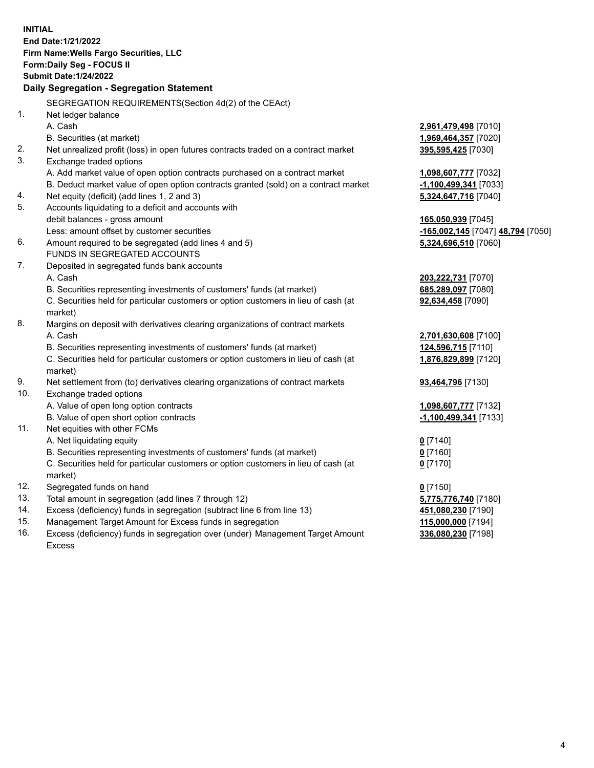**INITIAL**
**End Date:1/21/2022**
**Firm Name:Wells Fargo Securities, LLC**
**Form:Daily Seg - FOCUS II**
**Submit Date:1/24/2022**

## Daily Segregation - Segregation Statement

| | | |
|---|---|---|
| | SEGREGATION REQUIREMENTS(Section 4d(2) of the CEAct) | |
| 1. | Net ledger balance | |
| | A. Cash | **2,961,479,498** [7010] |
| | B. Securities (at market) | **1,969,464,357** [7020] |
| 2. | Net unrealized profit (loss) in open futures contracts traded on a contract market | **395,595,425** [7030] |
| 3. | Exchange traded options | |
| | A. Add market value of open option contracts purchased on a contract market | **1,098,607,777** [7032] |
| | B. Deduct market value of open option contracts granted (sold) on a contract market | **-1,100,499,341** [7033] |
| 4. | Net equity (deficit) (add lines 1, 2 and 3) | **5,324,647,716** [7040] |
| 5. | Accounts liquidating to a deficit and accounts with | |
| | debit balances - gross amount | **165,050,939** [7045] |
| | Less: amount offset by customer securities | **-165,002,145** [7047] **48,794** [7050] |
| 6. | Amount required to be segregated (add lines 4 and 5) | **5,324,696,510** [7060] |
| | FUNDS IN SEGREGATED ACCOUNTS | |
| 7. | Deposited in segregated funds bank accounts | |
| | A. Cash | **203,222,731** [7070] |
| | B. Securities representing investments of customers' funds (at market) | **685,289,097** [7080] |
| | C. Securities held for particular customers or option customers in lieu of cash (at market) | **92,634,458** [7090] |
| 8. | Margins on deposit with derivatives clearing organizations of contract markets | |
| | A. Cash | **2,701,630,608** [7100] |
| | B. Securities representing investments of customers' funds (at market) | **124,596,715** [7110] |
| | C. Securities held for particular customers or option customers in lieu of cash (at market) | **1,876,829,899** [7120] |
| 9. | Net settlement from (to) derivatives clearing organizations of contract markets | **93,464,796** [7130] |
| 10. | Exchange traded options | |
| | A. Value of open long option contracts | **1,098,607,777** [7132] |
| | B. Value of open short option contracts | **-1,100,499,341** [7133] |
| 11. | Net equities with other FCMs | |
| | A. Net liquidating equity | **0** [7140] |
| | B. Securities representing investments of customers' funds (at market) | **0** [7160] |
| | C. Securities held for particular customers or option customers in lieu of cash (at market) | **0** [7170] |
| 12. | Segregated funds on hand | **0** [7150] |
| 13. | Total amount in segregation (add lines 7 through 12) | **5,775,776,740** [7180] |
| 14. | Excess (deficiency) funds in segregation (subtract line 6 from line 13) | **451,080,230** [7190] |
| 15. | Management Target Amount for Excess funds in segregation | **115,000,000** [7194] |
| 16. | Excess (deficiency) funds in segregation over (under) Management Target Amount Excess | **336,080,230** [7198] |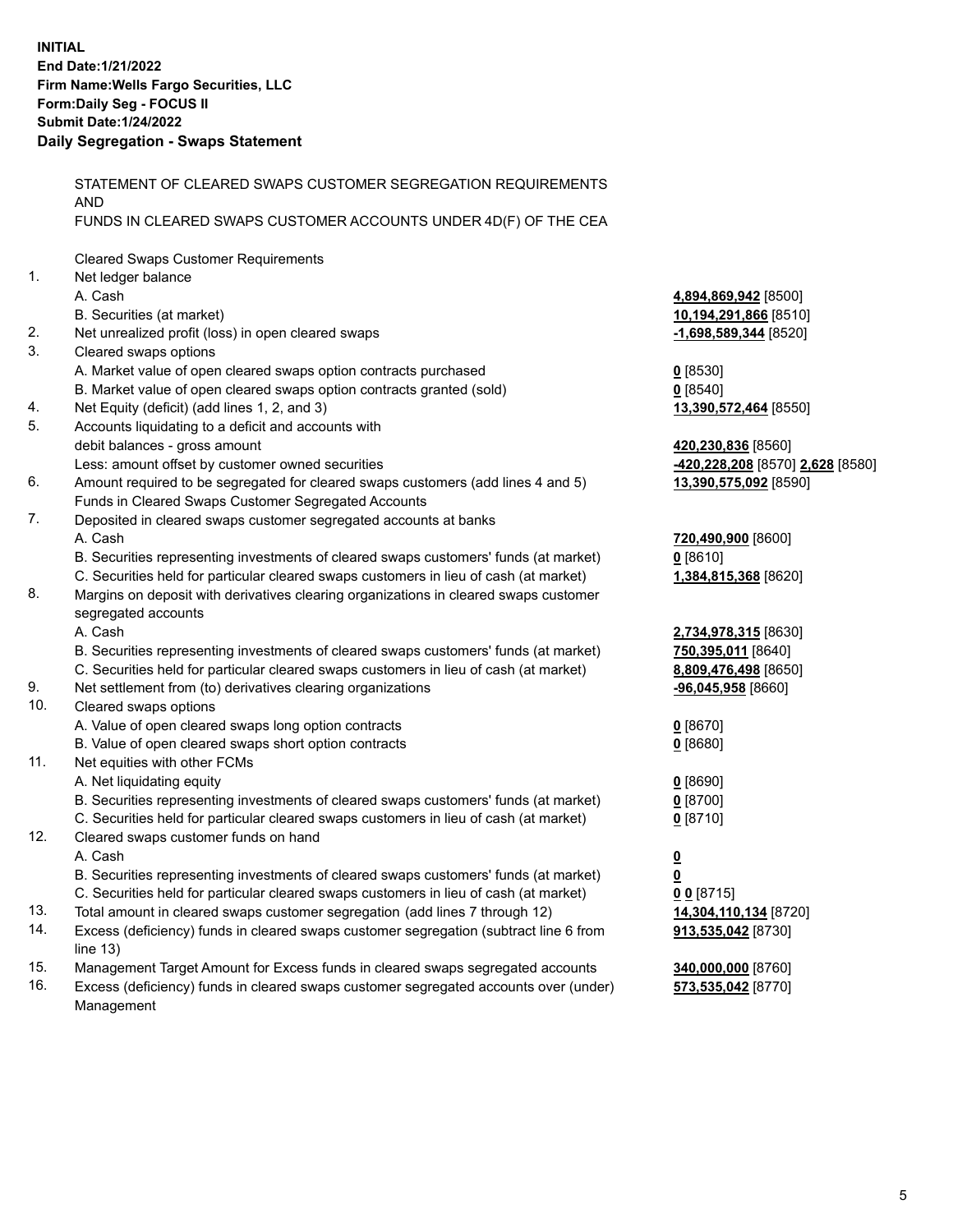**INITIAL**
**End Date:1/21/2022**
**Firm Name:Wells Fargo Securities, LLC**
**Form:Daily Seg - FOCUS II**
**Submit Date:1/24/2022**
**Daily Segregation - Swaps Statement**

STATEMENT OF CLEARED SWAPS CUSTOMER SEGREGATION REQUIREMENTS AND FUNDS IN CLEARED SWAPS CUSTOMER ACCOUNTS UNDER 4D(F) OF THE CEA

| | | |
|---|---|---|
| | Cleared Swaps Customer Requirements | |
| 1. | Net ledger balance | |
| | A. Cash | **4,894,869,942** [8500] |
| | B. Securities (at market) | **10,194,291,866** [8510] |
| 2. | Net unrealized profit (loss) in open cleared swaps | **-1,698,589,344** [8520] |
| 3. | Cleared swaps options | |
| | A. Market value of open cleared swaps option contracts purchased | **0** [8530] |
| | B. Market value of open cleared swaps option contracts granted (sold) | **0** [8540] |
| 4. | Net Equity (deficit) (add lines 1, 2, and 3) | **13,390,572,464** [8550] |
| 5. | Accounts liquidating to a deficit and accounts with debit balances - gross amount | **420,230,836** [8560] |
| | Less: amount offset by customer owned securities | **-420,228,208** [8570] **2,628** [8580] |
| 6. | Amount required to be segregated for cleared swaps customers (add lines 4 and 5) | **13,390,575,092** [8590] |
| | Funds in Cleared Swaps Customer Segregated Accounts | |
| 7. | Deposited in cleared swaps customer segregated accounts at banks | |
| | A. Cash | **720,490,900** [8600] |
| | B. Securities representing investments of cleared swaps customers' funds (at market) | **0** [8610] |
| | C. Securities held for particular cleared swaps customers in lieu of cash (at market) | **1,384,815,368** [8620] |
| 8. | Margins on deposit with derivatives clearing organizations in cleared swaps customer segregated accounts | |
| | A. Cash | **2,734,978,315** [8630] |
| | B. Securities representing investments of cleared swaps customers' funds (at market) | **750,395,011** [8640] |
| | C. Securities held for particular cleared swaps customers in lieu of cash (at market) | **8,809,476,498** [8650] |
| 9. | Net settlement from (to) derivatives clearing organizations | **-96,045,958** [8660] |
| 10. | Cleared swaps options | |
| | A. Value of open cleared swaps long option contracts | **0** [8670] |
| | B. Value of open cleared swaps short option contracts | **0** [8680] |
| 11. | Net equities with other FCMs | |
| | A. Net liquidating equity | **0** [8690] |
| | B. Securities representing investments of cleared swaps customers' funds (at market) | **0** [8700] |
| | C. Securities held for particular cleared swaps customers in lieu of cash (at market) | **0** [8710] |
| 12. | Cleared swaps customer funds on hand | |
| | A. Cash | **0** |
| | B. Securities representing investments of cleared swaps customers' funds (at market) | **0** |
| | C. Securities held for particular cleared swaps customers in lieu of cash (at market) | **0** **0** [8715] |
| 13. | Total amount in cleared swaps customer segregation (add lines 7 through 12) | **14,304,110,134** [8720] |
| 14. | Excess (deficiency) funds in cleared swaps customer segregation (subtract line 6 from line 13) | **913,535,042** [8730] |
| 15. | Management Target Amount for Excess funds in cleared swaps segregated accounts | **340,000,000** [8760] |
| 16. | Excess (deficiency) funds in cleared swaps customer segregated accounts over (under) Management | **573,535,042** [8770] |